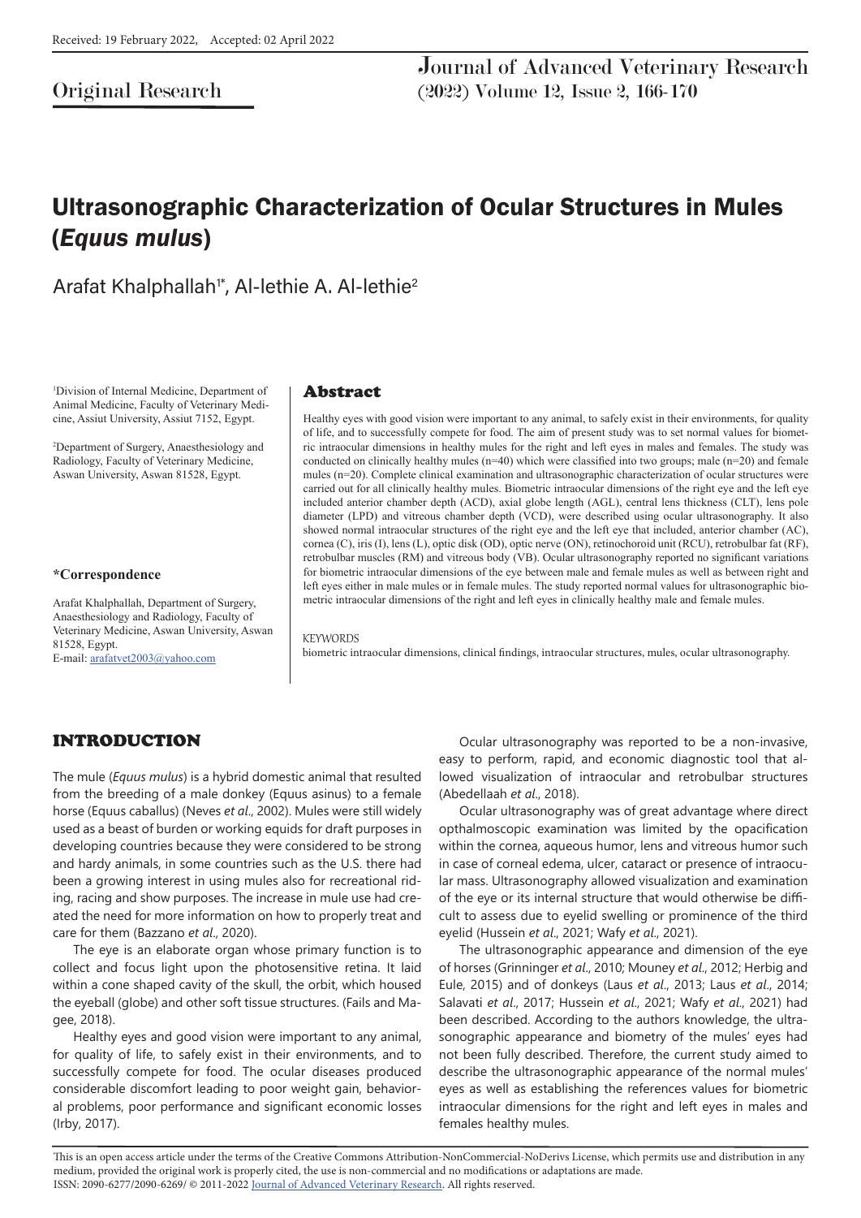Received: 19 February 2022, Accepted: 02 April 2022

Original Research

# Ultrasonographic Characterization of Ocular Structures in Mules (*Equus mulus*)

Arafat Khalphallah[1*], Al-lethie A. Al-lethie[2]

[1]Division of Internal Medicine, Department of Animal Medicine, Faculty of Veterinary Medicine, Assiut University, Assiut 7152, Egypt.

[2]Department of Surgery, Anaesthesiology and Radiology, Faculty of Veterinary Medicine, Aswan University, Aswan 81528, Egypt.

**\*Correspondence**

Arafat Khalphallah, Department of Surgery, Anaesthesiology and Radiology, Faculty of Veterinary Medicine, Aswan University, Aswan 81528, Egypt.
E-mail: arafatvet2003@yahoo.com

## Abstract

Healthy eyes with good vision were important to any animal, to safely exist in their environments, for quality of life, and to successfully compete for food. The aim of present study was to set normal values for biometric intraocular dimensions in healthy mules for the right and left eyes in males and females. The study was conducted on clinically healthy mules (n=40) which were classified into two groups; male (n=20) and female mules (n=20). Complete clinical examination and ultrasonographic characterization of ocular structures were carried out for all clinically healthy mules. Biometric intraocular dimensions of the right eye and the left eye included anterior chamber depth (ACD), axial globe length (AGL), central lens thickness (CLT), lens pole diameter (LPD) and vitreous chamber depth (VCD), were described using ocular ultrasonography. It also showed normal intraocular structures of the right eye and the left eye that included, anterior chamber (AC), cornea (C), iris (I), lens (L), optic disk (OD), optic nerve (ON), retinochoroid unit (RCU), retrobulbar fat (RF), retrobulbar muscles (RM) and vitreous body (VB). Ocular ultrasonography reported no significant variations for biometric intraocular dimensions of the eye between male and female mules as well as between right and left eyes either in male mules or in female mules. The study reported normal values for ultrasonographic biometric intraocular dimensions of the right and left eyes in clinically healthy male and female mules.

KEYWORDS

biometric intraocular dimensions, clinical findings, intraocular structures, mules, ocular ultrasonography.

## INTRODUCTION

The mule (*Equus mulus*) is a hybrid domestic animal that resulted from the breeding of a male donkey (Equus asinus) to a female horse (Equus caballus) (Neves *et al*., 2002). Mules were still widely used as a beast of burden or working equids for draft purposes in developing countries because they were considered to be strong and hardy animals, in some countries such as the U.S. there had been a growing interest in using mules also for recreational riding, racing and show purposes. The increase in mule use had created the need for more information on how to properly treat and care for them (Bazzano *et al*., 2020).

The eye is an elaborate organ whose primary function is to collect and focus light upon the photosensitive retina. It laid within a cone shaped cavity of the skull, the orbit, which housed the eyeball (globe) and other soft tissue structures. (Fails and Magee, 2018).

Healthy eyes and good vision were important to any animal, for quality of life, to safely exist in their environments, and to successfully compete for food. The ocular diseases produced considerable discomfort leading to poor weight gain, behavioral problems, poor performance and significant economic losses (Irby, 2017).

Ocular ultrasonography was reported to be a non-invasive, easy to perform, rapid, and economic diagnostic tool that allowed visualization of intraocular and retrobulbar structures (Abedellaah *et al*., 2018).

Ocular ultrasonography was of great advantage where direct opthalmoscopic examination was limited by the opacification within the cornea, aqueous humor, lens and vitreous humor such in case of corneal edema, ulcer, cataract or presence of intraocular mass. Ultrasonography allowed visualization and examination of the eye or its internal structure that would otherwise be difficult to assess due to eyelid swelling or prominence of the third eyelid (Hussein *et al*., 2021; Wafy *et al*., 2021).

The ultrasonographic appearance and dimension of the eye of horses (Grinninger *et al*., 2010; Mouney *et al*., 2012; Herbig and Eule, 2015) and of donkeys (Laus *et al*., 2013; Laus *et al*., 2014; Salavati *et al*., 2017; Hussein *et al*., 2021; Wafy *et al*., 2021) had been described. According to the authors knowledge, the ultrasonographic appearance and biometry of the mules' eyes had not been fully described. Therefore, the current study aimed to describe the ultrasonographic appearance of the normal mules' eyes as well as establishing the references values for biometric intraocular dimensions for the right and left eyes in males and females healthy mules.

This is an open access article under the terms of the Creative Commons Attribution-NonCommercial-NoDerivs License, which permits use and distribution in any medium, provided the original work is properly cited, the use is non-commercial and no modifications or adaptations are made.
ISSN: 2090-6277/2090-6269/ © 2011-2022 Journal of Advanced Veterinary Research. All rights reserved.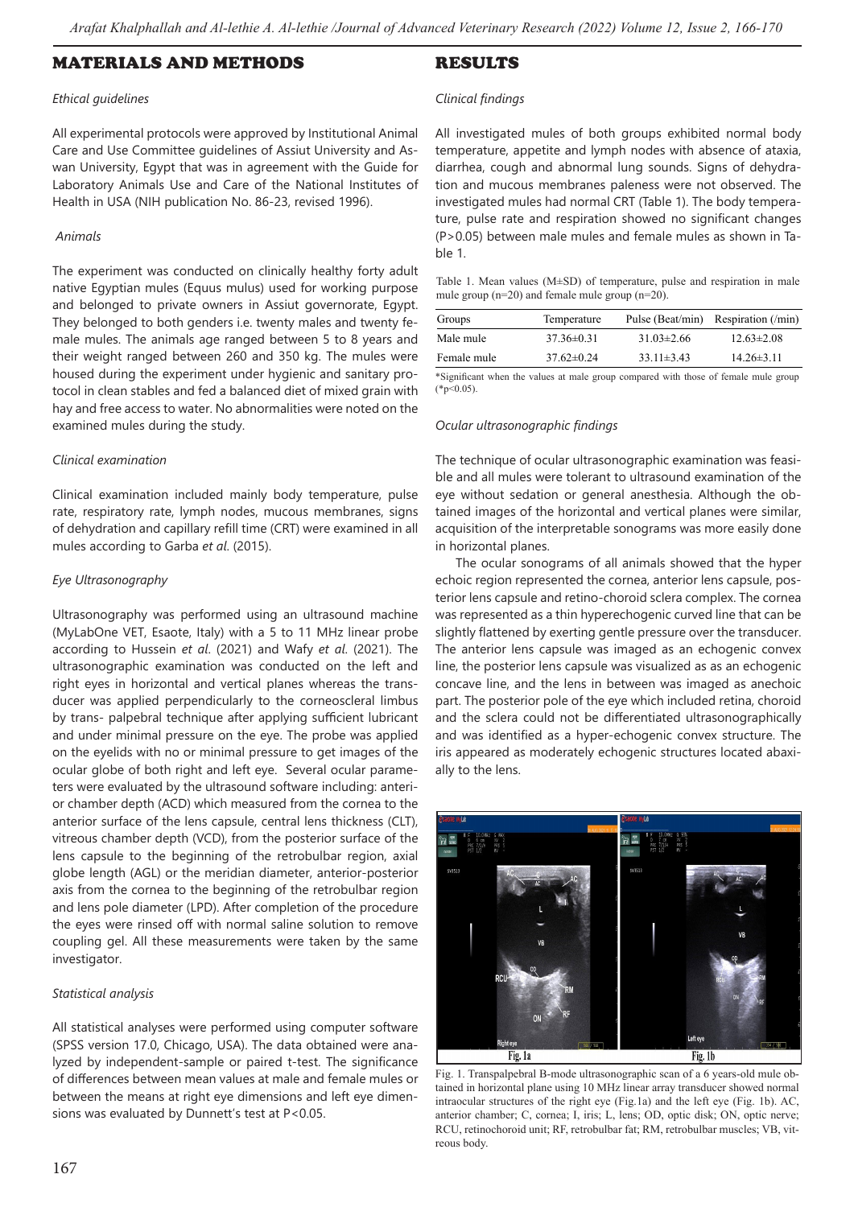## MATERIALS AND METHODS

### *Ethical guidelines*

All experimental protocols were approved by Institutional Animal Care and Use Committee guidelines of Assiut University and Aswan University, Egypt that was in agreement with the Guide for Laboratory Animals Use and Care of the National Institutes of Health in USA (NIH publication No. 86-23, revised 1996).

### *Animals*

The experiment was conducted on clinically healthy forty adult native Egyptian mules (Equus mulus) used for working purpose and belonged to private owners in Assiut governorate, Egypt. They belonged to both genders i.e. twenty males and twenty female mules. The animals age ranged between 5 to 8 years and their weight ranged between 260 and 350 kg. The mules were housed during the experiment under hygienic and sanitary protocol in clean stables and fed a balanced diet of mixed grain with hay and free access to water. No abnormalities were noted on the examined mules during the study.

### *Clinical examination*

Clinical examination included mainly body temperature, pulse rate, respiratory rate, lymph nodes, mucous membranes, signs of dehydration and capillary refill time (CRT) were examined in all mules according to Garba *et al.* (2015).

### *Eye Ultrasonography*

Ultrasonography was performed using an ultrasound machine (MyLabOne VET, Esaote, Italy) with a 5 to 11 MHz linear probe according to Hussein *et al*. (2021) and Wafy *et al*. (2021). The ultrasonographic examination was conducted on the left and right eyes in horizontal and vertical planes whereas the transducer was applied perpendicularly to the corneoscleral limbus by trans- palpebral technique after applying sufficient lubricant and under minimal pressure on the eye. The probe was applied on the eyelids with no or minimal pressure to get images of the ocular globe of both right and left eye. Several ocular parameters were evaluated by the ultrasound software including: anterior chamber depth (ACD) which measured from the cornea to the anterior surface of the lens capsule, central lens thickness (CLT), vitreous chamber depth (VCD), from the posterior surface of the lens capsule to the beginning of the retrobulbar region, axial globe length (AGL) or the meridian diameter, anterior-posterior axis from the cornea to the beginning of the retrobulbar region and lens pole diameter (LPD). After completion of the procedure the eyes were rinsed off with normal saline solution to remove coupling gel. All these measurements were taken by the same investigator.

### *Statistical analysis*

All statistical analyses were performed using computer software (SPSS version 17.0, Chicago, USA). The data obtained were analyzed by independent-sample or paired t-test. The significance of differences between mean values at male and female mules or between the means at right eye dimensions and left eye dimensions was evaluated by Dunnett's test at $P<0.05$.

## RESULTS

### *Clinical findings*

All investigated mules of both groups exhibited normal body temperature, appetite and lymph nodes with absence of ataxia, diarrhea, cough and abnormal lung sounds. Signs of dehydration and mucous membranes paleness were not observed. The investigated mules had normal CRT (Table 1). The body temperature, pulse rate and respiration showed no significant changes ($P>0.05$) between male mules and female mules as shown in Table 1.

Table 1. Mean values (M±SD) of temperature, pulse and respiration in male mule group (n=20) and female mule group (n=20).

| Groups | Temperature | Pulse (Beat/min) | Respiration (/min) |
|---|---|---|---|
| Male mule | 37.36±0.31 | 31.03±2.66 | 12.63±2.08 |
| Female mule | 37.62±0.24 | 33.11±3.43 | 14.26±3.11 |

*Significant when the values at male group compared with those of female mule group (*p<0.05).

### *Ocular ultrasonographic findings*

The technique of ocular ultrasonographic examination was feasible and all mules were tolerant to ultrasound examination of the eye without sedation or general anesthesia. Although the obtained images of the horizontal and vertical planes were similar, acquisition of the interpretable sonograms was more easily done in horizontal planes.

The ocular sonograms of all animals showed that the hyper echoic region represented the cornea, anterior lens capsule, posterior lens capsule and retino-choroid sclera complex. The cornea was represented as a thin hyperechogenic curved line that can be slightly flattened by exerting gentle pressure over the transducer. The anterior lens capsule was imaged as an echogenic convex line, the posterior lens capsule was visualized as as an echogenic concave line, and the lens in between was imaged as anechoic part. The posterior pole of the eye which included retina, choroid and the sclera could not be differentiated ultrasonographically and was identified as a hyper-echogenic convex structure. The iris appeared as moderately echogenic structures located abaxially to the lens.

Fig. 1. Transpalpebral B-mode ultrasonographic scan of a 6 years-old mule obtained in horizontal plane using 10 MHz linear array transducer showed normal intraocular structures of the right eye (Fig.1a) and the left eye (Fig. 1b). AC, anterior chamber; C, cornea; I, iris; L, lens; OD, optic disk; ON, optic nerve; RCU, retinochoroid unit; RF, retrobulbar fat; RM, retrobulbar muscles; VB, vitreous body.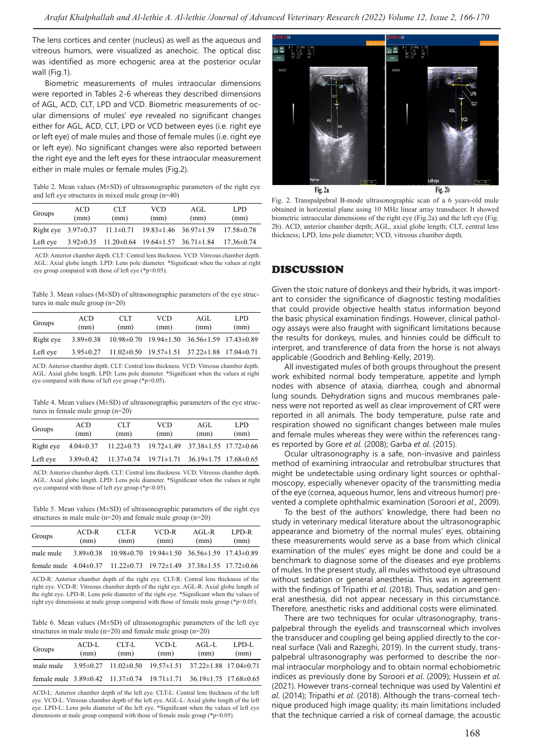The lens cortices and center (nucleus) as well as the aqueous and vitreous humors, were visualized as anechoic. The optical disc was identified as more echogenic area at the posterior ocular wall (Fig.1).

Biometric measurements of mules intraocular dimensions were reported in Tables 2-6 whereas they described dimensions of AGL, ACD, CLT, LPD and VCD. Biometric measurements of ocular dimensions of mules' eye revealed no significant changes either for AGL, ACD, CLT, LPD or VCD between eyes (i.e. right eye or left eye) of male mules and those of female mules (i.e. right eye or left eye). No significant changes were also reported between the right eye and the left eyes for these intraocular measurement either in male mules or female mules (Fig.2).

Table 2. Mean values (M±SD) of ultrasonographic parameters of the right eye and left eye structures in mixed mule group (n=40)

| Groups | ACD (mm) | CLT (mm) | VCD (mm) | AGL (mm) | LPD (mm) |
|---|---|---|---|---|---|
| Right eye | 3.97±0.37 | 11.1±0.71 | 19.83±1.46 | 36.97±1.59 | 17.58±0.78 |
| Left eye | 3.92±0.35 | 11.20±0.64 | 19.64±1.57 | 36.71±1.84 | 17.36±0.74 |

ACD: Anterior chamber depth. CLT: Central lens thickness. VCD: Vitreous chamber depth. AGL: Axial globe length. LPD: Lens pole diameter. *Significant when the values at right eye group compared with those of left eye (*p<0.05).

Table 3. Mean values (M±SD) of ultrasonographic parameters of the eye structures in male mule group (n=20)

| Groups | ACD (mm) | CLT (mm) | VCD (mm) | AGL (mm) | LPD (mm) |
|---|---|---|---|---|---|
| Right eye | 3.89±0.38 | 10.98±0.70 | 19.94±1.50 | 36.56±1.59 | 17.43±0.89 |
| Left eye | 3.95±0.27 | 11.02±0.50 | 19.57±1.51 | 37.22±1.88 | 17.04±0.71 |

ACD: Anterior chamber depth. CLT: Central lens thickness. VCD: Vitreous chamber depth. AGL: Axial globe length. LPD: Lens pole diameter. *Significant when the values at right eye compared with those of left eye group (*p<0.05).

Table 4. Mean values (M±SD) of ultrasonographic parameters of the eye structures in female mule group (n=20)

| Groups | ACD (mm) | CLT (mm) | VCD (mm) | AGL (mm) | LPD (mm) |
|---|---|---|---|---|---|
| Right eye | 4.04±0.37 | 11.22±0.73 | 19.72±1.49 | 37.38±1.55 | 17.72±0.66 |
| Left eye | 3.89±0.42 | 11.37±0.74 | 19.71±1.71 | 36.19±1.75 | 17.68±0.65 |

ACD: Anterior chamber depth. CLT: Central lens thickness. VCD: Vitreous chamber depth. AGL: Axial globe length. LPD: Lens pole diameter. *Significant when the values at right eye compared with those of left eye group (*p<0.05).

Table 5. Mean values (M±SD) of ultrasonographic parameters of the right eye structures in male mule (n=20) and female mule group (n=20)

| Groups | ACD-R (mm) | CLT-R (mm) | VCD-R (mm) | AGL-R (mm) | LPD-R (mm) |
|---|---|---|---|---|---|
| male mule | 3.89±0.38 | 10.98±0.70 | 19.94±1.50 | 36.56±1.59 | 17.43±0.89 |
| female mule | 4.04±0.37 | 11.22±0.73 | 19.72±1.49 | 37.38±1.55 | 17.72±0.66 |

ACD-R: Anterior chamber depth of the right eye. CLT-R: Central lens thickness of the right eye. VCD-R: Vitreous chamber depth of the right eye. AGL-R: Axial globe length of the right eye. LPD-R: Lens pole diameter of the right eye. *Significant when the values of right eye dimensions at male group compared with those of female mule group (*p<0.05).

Table 6. Mean values (M±SD) of ultrasonographic parameters of the left eye structures in male mule (n=20) and female mule group (n=20)

| Groups | ACD-L (mm) | CLT-L (mm) | VCD-L (mm) | AGL-L (mm) | LPD-L (mm) |
|---|---|---|---|---|---|
| male mule | 3.95±0.27 | 11.02±0.50 | 19.57±1.51 | 37.22±1.88 | 17.04±0.71 |
| female mule | 3.89±0.42 | 11.37±0.74 | 19.71±1.71 | 36.19±1.75 | 17.68±0.65 |

ACD-L: Anterior chamber depth of the left eye. CLT-L: Central lens thickness of the left eye. VCD-L: Vitreous chamber depth of the left eye. AGL-L: Axial globe length of the left eye. LPD-L: Lens pole diameter of the left eye. *Significant when the values of left eye dimensions at male group compared with those of female mule group (*p<0.05).

Fig. 2. Transpalpebral B-mode ultrasonographic scan of a 6 years-old mule obtained in horizontal plane using 10 MHz linear array transducer. It showed biometric intraocular dimensions of the right eye (Fig.2a) and the left eye (Fig. 2b). ACD, anterior chamber depth; AGL, axial globe length; CLT, central lens thickness; LPD, lens pole diameter; VCD, vitreous chamber depth.

## DISCUSSION

Given the stoic nature of donkeys and their hybrids, it was important to consider the significance of diagnostic testing modalities that could provide objective health status information beyond the basic physical examination findings. However, clinical pathology assays were also fraught with significant limitations because the results for donkeys, mules, and hinnies could be difficult to interpret, and transference of data from the horse is not always applicable (Goodrich and Behling-Kelly, 2019).

All investigated mules of both groups throughout the present work exhibited normal body temperature, appetite and lymph nodes with absence of ataxia, diarrhea, cough and abnormal lung sounds. Dehydration signs and mucous membranes paleness were not reported as well as clear improvement of CRT were reported in all animals. The body temperature, pulse rate and respiration showed no significant changes between male mules and female mules whereas they were within the references ranges reported by Gore *et al.* (2008); Garba *et al*. (2015).

Ocular ultrasonography is a safe, non-invasive and painless method of examining intraocular and retrobulbar structures that might be undetectable using ordinary light sources or ophthalmoscopy, especially whenever opacity of the transmitting media of the eye (cornea, aqueous humor, lens and vitreous humor) prevented a complete ophthalmic examination (Soroori *et al*., 2009).

To the best of the authors' knowledge, there had been no study in veterinary medical literature about the ultrasonographic appearance and biometry of the normal mules' eyes, obtaining these measurements would serve as a base from which clinical examination of the mules' eyes might be done and could be a benchmark to diagnose some of the diseases and eye problems of mules. In the present study, all mules withstood eye ultrasound without sedation or general anesthesia. This was in agreement with the findings of Tripathi *et al*. (2018). Thus, sedation and general anesthesia, did not appear necessary in this circumstance. Therefore, anesthetic risks and additional costs were eliminated.

There are two techniques for ocular ultrasonography, transpalpebral through the eyelids and trasnscorneal which involves the transducer and coupling gel being applied directly to the corneal surface (Vali and Razeghi, 2019). In the current study, transpalpebral ultrasonography was performed to describe the normal intraocular morphology and to obtain normal echobiometric indices as previously done by Soroori *et al*. (2009); Hussein *et al*. (2021). However trans-corneal technique was used by Valentini *et al*. (2014); Tripathi *et al*. (2018). Although the trans-corneal technique produced high image quality; its main limitations included that the technique carried a risk of corneal damage, the acoustic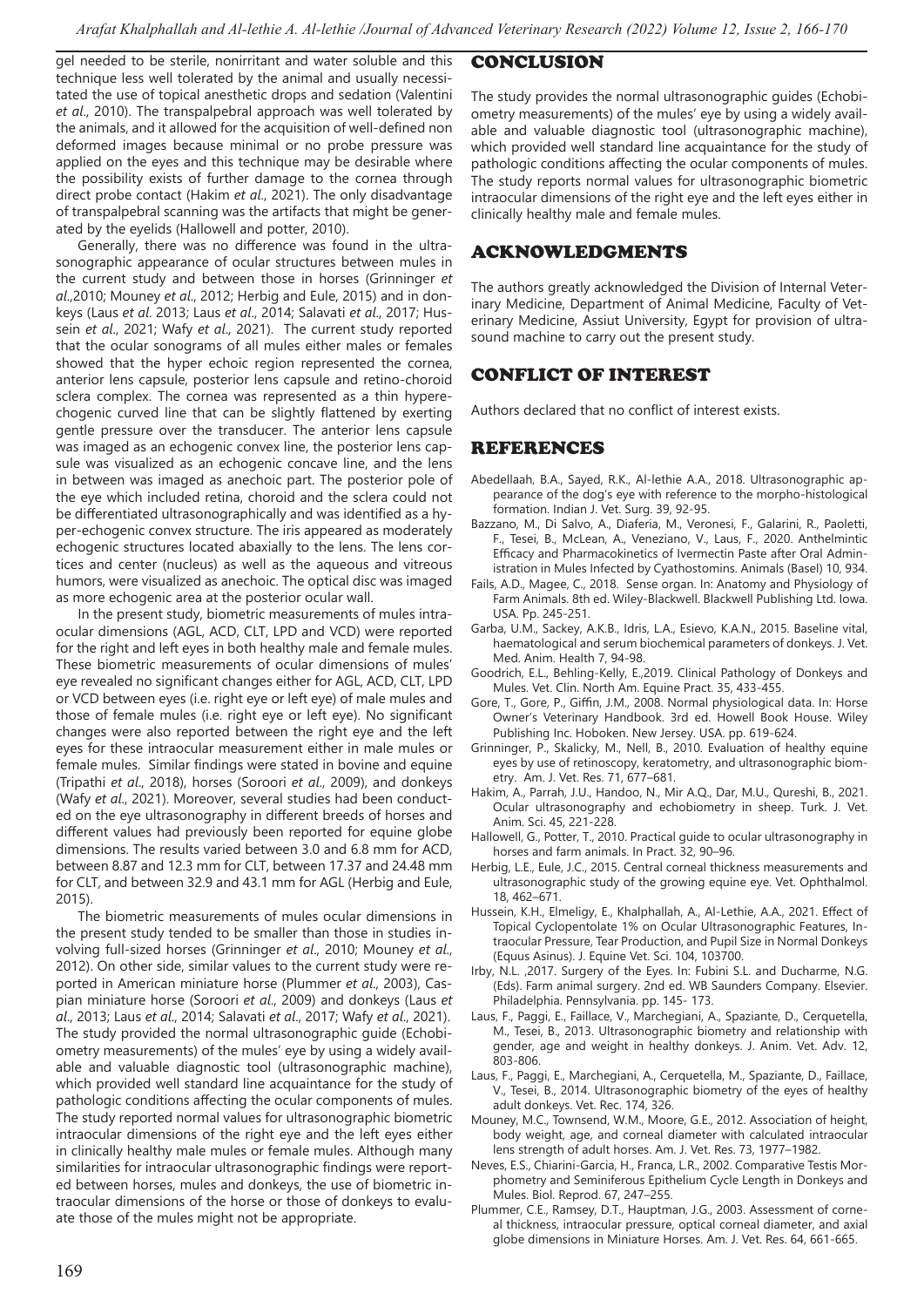gel needed to be sterile, nonirritant and water soluble and this technique less well tolerated by the animal and usually necessitated the use of topical anesthetic drops and sedation (Valentini *et al.*, 2010). The transpalpebral approach was well tolerated by the animals, and it allowed for the acquisition of well-defined non deformed images because minimal or no probe pressure was applied on the eyes and this technique may be desirable where the possibility exists of further damage to the cornea through direct probe contact (Hakim *et al.*, 2021). The only disadvantage of transpalpebral scanning was the artifacts that might be generated by the eyelids (Hallowell and potter, 2010).

Generally, there was no difference was found in the ultrasonographic appearance of ocular structures between mules in the current study and between those in horses (Grinninger *et al.*,2010; Mouney *et al.*, 2012; Herbig and Eule, 2015) and in donkeys (Laus *et al.* 2013; Laus *et al.*, 2014; Salavati *et al.*, 2017; Hussein *et al.*, 2021; Wafy *et al.*, 2021). The current study reported that the ocular sonograms of all mules either males or females showed that the hyper echoic region represented the cornea, anterior lens capsule, posterior lens capsule and retino-choroid sclera complex. The cornea was represented as a thin hyperechogenic curved line that can be slightly flattened by exerting gentle pressure over the transducer. The anterior lens capsule was imaged as an echogenic convex line, the posterior lens capsule was visualized as an echogenic concave line, and the lens in between was imaged as anechoic part. The posterior pole of the eye which included retina, choroid and the sclera could not be differentiated ultrasonographically and was identified as a hyper-echogenic convex structure. The iris appeared as moderately echogenic structures located abaxially to the lens. The lens cortices and center (nucleus) as well as the aqueous and vitreous humors, were visualized as anechoic. The optical disc was imaged as more echogenic area at the posterior ocular wall.

In the present study, biometric measurements of mules intraocular dimensions (AGL, ACD, CLT, LPD and VCD) were reported for the right and left eyes in both healthy male and female mules. These biometric measurements of ocular dimensions of mules' eye revealed no significant changes either for AGL, ACD, CLT, LPD or VCD between eyes (i.e. right eye or left eye) of male mules and those of female mules (i.e. right eye or left eye). No significant changes were also reported between the right eye and the left eyes for these intraocular measurement either in male mules or female mules. Similar findings were stated in bovine and equine (Tripathi *et al.*, 2018), horses (Soroori *et al.*, 2009), and donkeys (Wafy *et al.*, 2021). Moreover, several studies had been conducted on the eye ultrasonography in different breeds of horses and different values had previously been reported for equine globe dimensions. The results varied between 3.0 and 6.8 mm for ACD, between 8.87 and 12.3 mm for CLT, between 17.37 and 24.48 mm for CLT, and between 32.9 and 43.1 mm for AGL (Herbig and Eule, 2015).

The biometric measurements of mules ocular dimensions in the present study tended to be smaller than those in studies involving full-sized horses (Grinninger *et al.*, 2010; Mouney *et al.*, 2012). On other side, similar values to the current study were reported in American miniature horse (Plummer *et al.*, 2003), Caspian miniature horse (Soroori *et al.*, 2009) and donkeys (Laus *et al.*, 2013; Laus *et al.*, 2014; Salavati *et al.*, 2017; Wafy *et al.*, 2021). The study provided the normal ultrasonographic guide (Echobiometry measurements) of the mules' eye by using a widely available and valuable diagnostic tool (ultrasonographic machine), which provided well standard line acquaintance for the study of pathologic conditions affecting the ocular components of mules. The study reported normal values for ultrasonographic biometric intraocular dimensions of the right eye and the left eyes either in clinically healthy male mules or female mules. Although many similarities for intraocular ultrasonographic findings were reported between horses, mules and donkeys, the use of biometric intraocular dimensions of the horse or those of donkeys to evaluate those of the mules might not be appropriate.

## CONCLUSION

The study provides the normal ultrasonographic guides (Echobiometry measurements) of the mules' eye by using a widely available and valuable diagnostic tool (ultrasonographic machine), which provided well standard line acquaintance for the study of pathologic conditions affecting the ocular components of mules. The study reports normal values for ultrasonographic biometric intraocular dimensions of the right eye and the left eyes either in clinically healthy male and female mules.

## ACKNOWLEDGMENTS

The authors greatly acknowledged the Division of Internal Veterinary Medicine, Department of Animal Medicine, Faculty of Veterinary Medicine, Assiut University, Egypt for provision of ultrasound machine to carry out the present study.

## CONFLICT OF INTEREST

Authors declared that no conflict of interest exists.

## REFERENCES

- Abedellaah, B.A., Sayed, R.K., Al-lethie A.A., 2018. Ultrasonographic appearance of the dog's eye with reference to the morpho-histological formation. Indian J. Vet. Surg. 39, 92-95.
- Bazzano, M., Di Salvo, A., Diaferia, M., Veronesi, F., Galarini, R., Paoletti, F., Tesei, B., McLean, A., Veneziano, V., Laus, F., 2020. Anthelmintic Efficacy and Pharmacokinetics of Ivermectin Paste after Oral Administration in Mules Infected by Cyathostomins. Animals (Basel) 10, 934.
- Fails, A.D., Magee, C., 2018. Sense organ. In: Anatomy and Physiology of Farm Animals. 8th ed. Wiley-Blackwell. Blackwell Publishing Ltd. Iowa. USA. Pp. 245-251.
- Garba, U.M., Sackey, A.K.B., Idris, L.A., Esievo, K.A.N., 2015. Baseline vital, haematological and serum biochemical parameters of donkeys. J. Vet. Med. Anim. Health 7, 94-98.
- Goodrich, E.L., Behling-Kelly, E.,2019. Clinical Pathology of Donkeys and Mules. Vet. Clin. North Am. Equine Pract. 35, 433-455.
- Gore, T., Gore, P., Giffin, J.M., 2008. Normal physiological data. In: Horse Owner's Veterinary Handbook. 3rd ed. Howell Book House. Wiley Publishing Inc. Hoboken. New Jersey. USA. pp. 619-624.
- Grinninger, P., Skalicky, M., Nell, B., 2010. Evaluation of healthy equine eyes by use of retinoscopy, keratometry, and ultrasonographic biometry. Am. J. Vet. Res. 71, 677–681.
- Hakim, A., Parrah, J.U., Handoo, N., Mir A.Q., Dar, M.U., Qureshi, B., 2021. Ocular ultrasonography and echobiometry in sheep. Turk. J. Vet. Anim. Sci. 45, 221-228.
- Hallowell, G., Potter, T., 2010. Practical guide to ocular ultrasonography in horses and farm animals. In Pract. 32, 90–96.
- Herbig, L.E., Eule, J.C., 2015. Central corneal thickness measurements and ultrasonographic study of the growing equine eye. Vet. Ophthalmol. 18, 462–671.
- Hussein, K.H., Elmeligy, E., Khalphallah, A., Al-Lethie, A.A., 2021. Effect of Topical Cyclopentolate 1% on Ocular Ultrasonographic Features, Intraocular Pressure, Tear Production, and Pupil Size in Normal Donkeys (Equus Asinus). J. Equine Vet. Sci. 104, 103700.
- Irby, N.L. ,2017. Surgery of the Eyes. In: Fubini S.L. and Ducharme, N.G. (Eds). Farm animal surgery. 2nd ed. WB Saunders Company. Elsevier. Philadelphia. Pennsylvania. pp. 145- 173.
- Laus, F., Paggi, E., Faillace, V., Marchegiani, A., Spaziante, D., Cerquetella, M., Tesei, B., 2013. Ultrasonographic biometry and relationship with gender, age and weight in healthy donkeys. J. Anim. Vet. Adv. 12, 803-806.
- Laus, F., Paggi, E., Marchegiani, A., Cerquetella, M., Spaziante, D., Faillace, V., Tesei, B., 2014. Ultrasonographic biometry of the eyes of healthy adult donkeys. Vet. Rec. 174, 326.
- Mouney, M.C., Townsend, W.M., Moore, G.E., 2012. Association of height, body weight, age, and corneal diameter with calculated intraocular lens strength of adult horses. Am. J. Vet. Res. 73, 1977–1982.
- Neves, E.S., Chiarini-Garcia, H., Franca, L.R., 2002. Comparative Testis Morphometry and Seminiferous Epithelium Cycle Length in Donkeys and Mules. Biol. Reprod. 67, 247–255.
- Plummer, C.E., Ramsey, D.T., Hauptman, J.G., 2003. Assessment of corneal thickness, intraocular pressure, optical corneal diameter, and axial globe dimensions in Miniature Horses. Am. J. Vet. Res. 64, 661-665.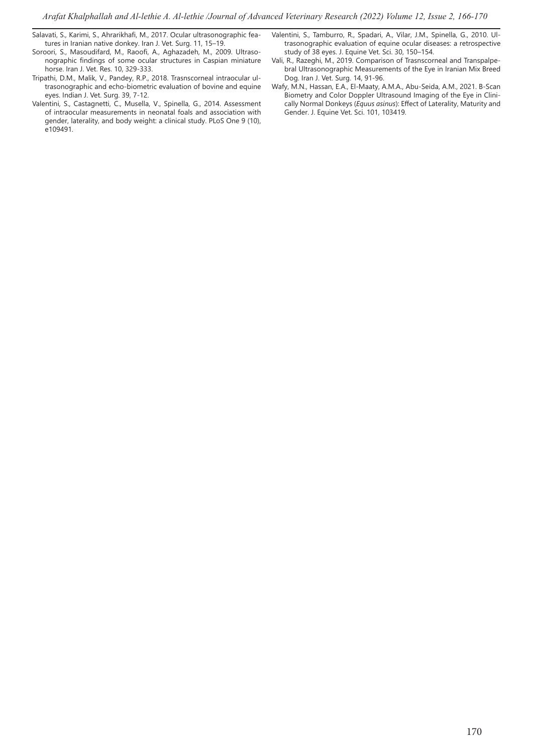Salavati, S., Karimi, S., Ahrarikhafi, M., 2017. Ocular ultrasonographic features in Iranian native donkey. Iran J. Vet. Surg. 11, 15–19.

Soroori, S., Masoudifard, M., Raoofi, A., Aghazadeh, M., 2009. Ultrasonographic findings of some ocular structures in Caspian miniature horse. Iran J. Vet. Res. 10, 329-333.

Tripathi, D.M., Malik, V., Pandey, R.P., 2018. Trasnscorneal intraocular ultrasonographic and echo-biometric evaluation of bovine and equine eyes. Indian J. Vet. Surg. 39, 7-12.

Valentini, S., Castagnetti, C., Musella, V., Spinella, G., 2014. Assessment of intraocular measurements in neonatal foals and association with gender, laterality, and body weight: a clinical study. PLoS One 9 (10), e109491.

Valentini, S., Tamburro, R., Spadari, A., Vilar, J.M., Spinella, G., 2010. Ultrasonographic evaluation of equine ocular diseases: a retrospective study of 38 eyes. J. Equine Vet. Sci. 30, 150–154.

Vali, R., Razeghi, M., 2019. Comparison of Trasnscorneal and Transpalpebral Ultrasonographic Measurements of the Eye in Iranian Mix Breed Dog. Iran J. Vet. Surg. 14, 91-96.

Wafy, M.N., Hassan, E.A., El-Maaty, A.M.A., Abu-Seida, A.M., 2021. B-Scan Biometry and Color Doppler Ultrasound Imaging of the Eye in Clinically Normal Donkeys (*Equus asinus*): Effect of Laterality, Maturity and Gender. J. Equine Vet. Sci. 101, 103419.